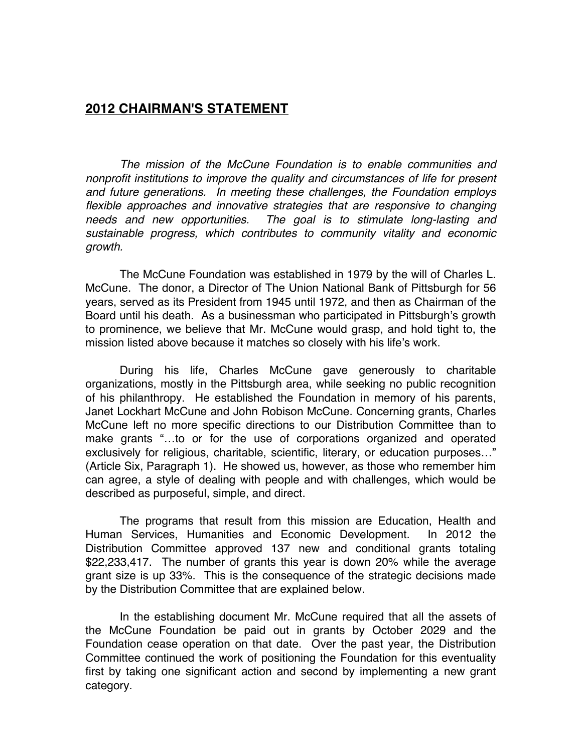## 2012 CHAIRMAN'S STATEMENT

*The mission of the McCune Foundation is to enable communities and nonprofit institutions to improve the quality and circumstances of life for present and future generations. In meeting these challenges, the Foundation employs flexible approaches and innovative strategies that are responsive to changing needs and new opportunities. The goal is to stimulate long-lasting and sustainable progress, which contributes to community vitality and economic growth.*

The McCune Foundation was established in 1979 by the will of Charles L. McCune. The donor, a Director of The Union National Bank of Pittsburgh for 56 years, served as its President from 1945 until 1972, and then as Chairman of the Board until his death. As a businessman who participated in Pittsburgh's growth to prominence, we believe that Mr. McCune would grasp, and hold tight to, the mission listed above because it matches so closely with his life's work.

During his life, Charles McCune gave generously to charitable organizations, mostly in the Pittsburgh area, while seeking no public recognition of his philanthropy. He established the Foundation in memory of his parents, Janet Lockhart McCune and John Robison McCune. Concerning grants, Charles McCune left no more specific directions to our Distribution Committee than to make grants "…to or for the use of corporations organized and operated exclusively for religious, charitable, scientific, literary, or education purposes…" (Article Six, Paragraph 1). He showed us, however, as those who remember him can agree, a style of dealing with people and with challenges, which would be described as purposeful, simple, and direct.

The programs that result from this mission are Education, Health and Human Services, Humanities and Economic Development. In 2012 the Distribution Committee approved 137 new and conditional grants totaling $22,233,417. The number of grants this year is down 20% while the average grant size is up 33%. This is the consequence of the strategic decisions made by the Distribution Committee that are explained below.

In the establishing document Mr. McCune required that all the assets of the McCune Foundation be paid out in grants by October 2029 and the Foundation cease operation on that date. Over the past year, the Distribution Committee continued the work of positioning the Foundation for this eventuality first by taking one significant action and second by implementing a new grant category.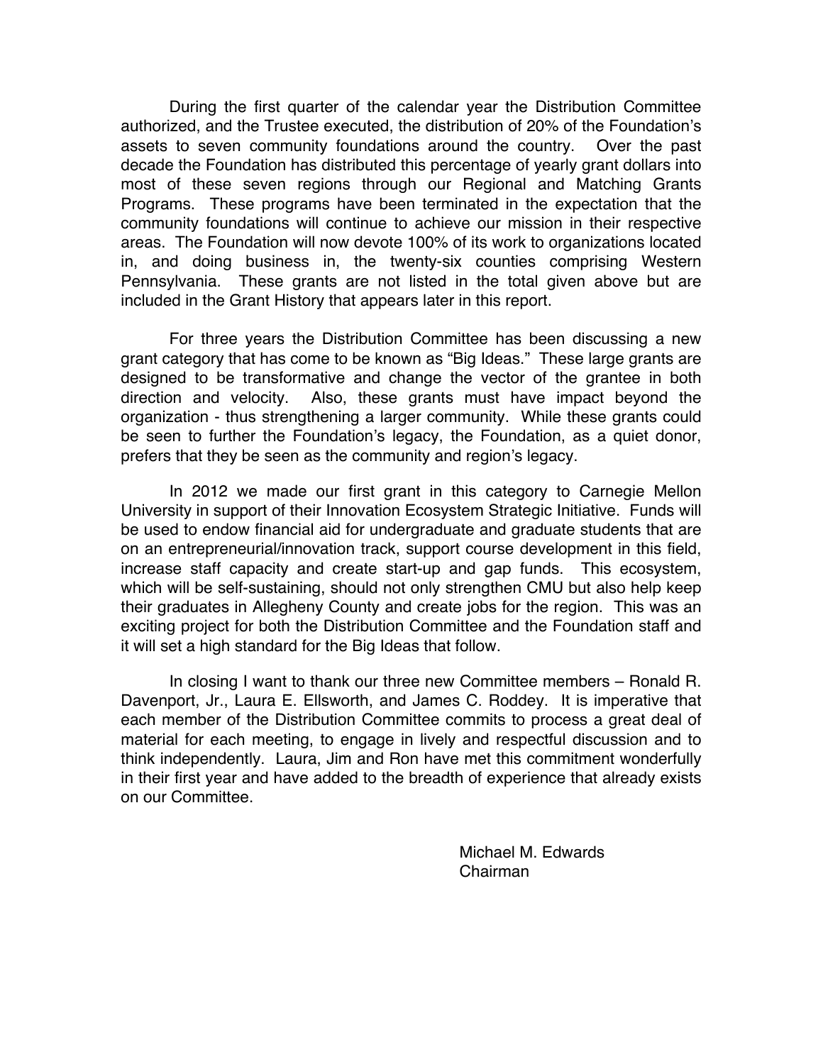During the first quarter of the calendar year the Distribution Committee authorized, and the Trustee executed, the distribution of 20% of the Foundation's assets to seven community foundations around the country. Over the past decade the Foundation has distributed this percentage of yearly grant dollars into most of these seven regions through our Regional and Matching Grants Programs. These programs have been terminated in the expectation that the community foundations will continue to achieve our mission in their respective areas. The Foundation will now devote 100% of its work to organizations located in, and doing business in, the twenty-six counties comprising Western Pennsylvania. These grants are not listed in the total given above but are included in the Grant History that appears later in this report.

For three years the Distribution Committee has been discussing a new grant category that has come to be known as "Big Ideas." These large grants are designed to be transformative and change the vector of the grantee in both direction and velocity. Also, these grants must have impact beyond the organization - thus strengthening a larger community. While these grants could be seen to further the Foundation's legacy, the Foundation, as a quiet donor, prefers that they be seen as the community and region's legacy.

In 2012 we made our first grant in this category to Carnegie Mellon University in support of their Innovation Ecosystem Strategic Initiative. Funds will be used to endow financial aid for undergraduate and graduate students that are on an entrepreneurial/innovation track, support course development in this field, increase staff capacity and create start-up and gap funds. This ecosystem, which will be self-sustaining, should not only strengthen CMU but also help keep their graduates in Allegheny County and create jobs for the region. This was an exciting project for both the Distribution Committee and the Foundation staff and it will set a high standard for the Big Ideas that follow.

In closing I want to thank our three new Committee members – Ronald R. Davenport, Jr., Laura E. Ellsworth, and James C. Roddey. It is imperative that each member of the Distribution Committee commits to process a great deal of material for each meeting, to engage in lively and respectful discussion and to think independently. Laura, Jim and Ron have met this commitment wonderfully in their first year and have added to the breadth of experience that already exists on our Committee.

Michael M. Edwards
Chairman